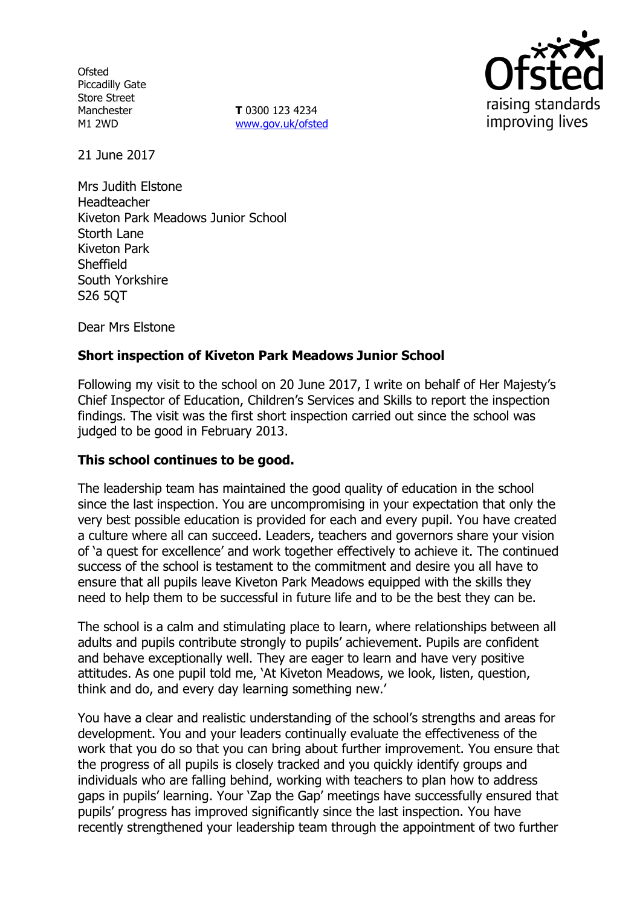Ofsted
Piccadilly Gate
Store Street
Manchester
M1 2WD

**T** 0300 123 4234
www.gov.uk/ofsted

21 June 2017

Mrs Judith Elstone
Headteacher
Kiveton Park Meadows Junior School
Storth Lane
Kiveton Park
Sheffield
South Yorkshire
S26 5QT

Dear Mrs Elstone

**Short inspection of Kiveton Park Meadows Junior School**

Following my visit to the school on 20 June 2017, I write on behalf of Her Majesty's Chief Inspector of Education, Children's Services and Skills to report the inspection findings. The visit was the first short inspection carried out since the school was judged to be good in February 2013.

**This school continues to be good.**

The leadership team has maintained the good quality of education in the school since the last inspection. You are uncompromising in your expectation that only the very best possible education is provided for each and every pupil. You have created a culture where all can succeed. Leaders, teachers and governors share your vision of 'a quest for excellence' and work together effectively to achieve it. The continued success of the school is testament to the commitment and desire you all have to ensure that all pupils leave Kiveton Park Meadows equipped with the skills they need to help them to be successful in future life and to be the best they can be.

The school is a calm and stimulating place to learn, where relationships between all adults and pupils contribute strongly to pupils' achievement. Pupils are confident and behave exceptionally well. They are eager to learn and have very positive attitudes. As one pupil told me, 'At Kiveton Meadows, we look, listen, question, think and do, and every day learning something new.'

You have a clear and realistic understanding of the school's strengths and areas for development. You and your leaders continually evaluate the effectiveness of the work that you do so that you can bring about further improvement. You ensure that the progress of all pupils is closely tracked and you quickly identify groups and individuals who are falling behind, working with teachers to plan how to address gaps in pupils' learning. Your 'Zap the Gap' meetings have successfully ensured that pupils' progress has improved significantly since the last inspection. You have recently strengthened your leadership team through the appointment of two further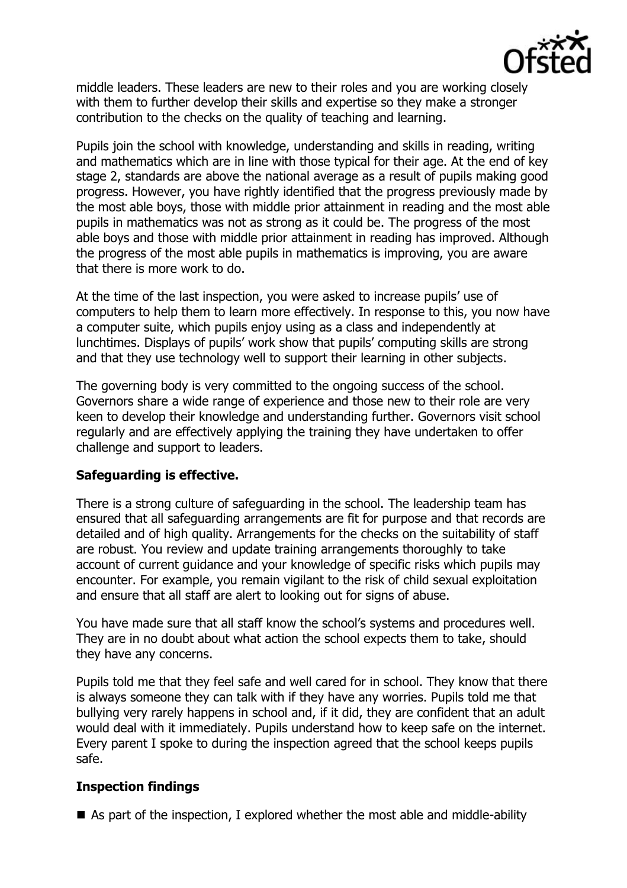middle leaders. These leaders are new to their roles and you are working closely with them to further develop their skills and expertise so they make a stronger contribution to the checks on the quality of teaching and learning.

Pupils join the school with knowledge, understanding and skills in reading, writing and mathematics which are in line with those typical for their age. At the end of key stage 2, standards are above the national average as a result of pupils making good progress. However, you have rightly identified that the progress previously made by the most able boys, those with middle prior attainment in reading and the most able pupils in mathematics was not as strong as it could be. The progress of the most able boys and those with middle prior attainment in reading has improved. Although the progress of the most able pupils in mathematics is improving, you are aware that there is more work to do.

At the time of the last inspection, you were asked to increase pupils' use of computers to help them to learn more effectively. In response to this, you now have a computer suite, which pupils enjoy using as a class and independently at lunchtimes. Displays of pupils' work show that pupils' computing skills are strong and that they use technology well to support their learning in other subjects.

The governing body is very committed to the ongoing success of the school. Governors share a wide range of experience and those new to their role are very keen to develop their knowledge and understanding further. Governors visit school regularly and are effectively applying the training they have undertaken to offer challenge and support to leaders.

## Safeguarding is effective.

There is a strong culture of safeguarding in the school. The leadership team has ensured that all safeguarding arrangements are fit for purpose and that records are detailed and of high quality. Arrangements for the checks on the suitability of staff are robust. You review and update training arrangements thoroughly to take account of current guidance and your knowledge of specific risks which pupils may encounter. For example, you remain vigilant to the risk of child sexual exploitation and ensure that all staff are alert to looking out for signs of abuse.

You have made sure that all staff know the school's systems and procedures well. They are in no doubt about what action the school expects them to take, should they have any concerns.

Pupils told me that they feel safe and well cared for in school. They know that there is always someone they can talk with if they have any worries. Pupils told me that bullying very rarely happens in school and, if it did, they are confident that an adult would deal with it immediately. Pupils understand how to keep safe on the internet. Every parent I spoke to during the inspection agreed that the school keeps pupils safe.

## Inspection findings

- As part of the inspection, I explored whether the most able and middle-ability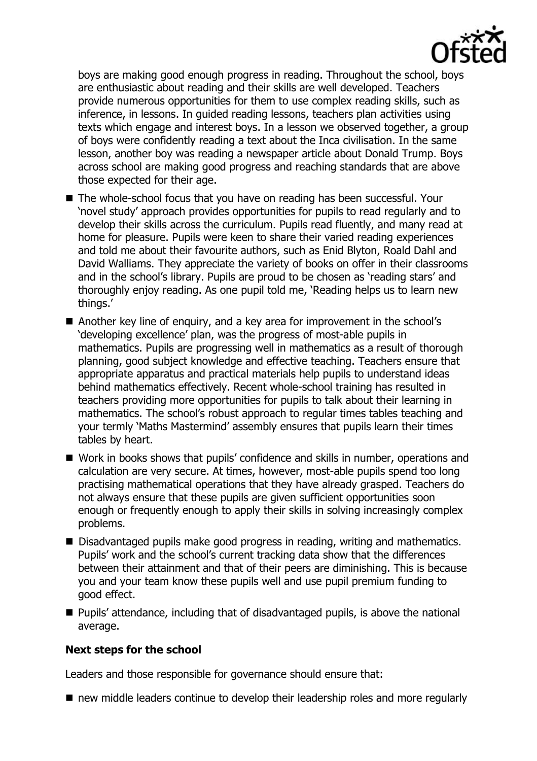boys are making good enough progress in reading. Throughout the school, boys are enthusiastic about reading and their skills are well developed. Teachers provide numerous opportunities for them to use complex reading skills, such as inference, in lessons. In guided reading lessons, teachers plan activities using texts which engage and interest boys. In a lesson we observed together, a group of boys were confidently reading a text about the Inca civilisation. In the same lesson, another boy was reading a newspaper article about Donald Trump. Boys across school are making good progress and reaching standards that are above those expected for their age.

- The whole-school focus that you have on reading has been successful. Your 'novel study' approach provides opportunities for pupils to read regularly and to develop their skills across the curriculum. Pupils read fluently, and many read at home for pleasure. Pupils were keen to share their varied reading experiences and told me about their favourite authors, such as Enid Blyton, Roald Dahl and David Walliams. They appreciate the variety of books on offer in their classrooms and in the school's library. Pupils are proud to be chosen as 'reading stars' and thoroughly enjoy reading. As one pupil told me, 'Reading helps us to learn new things.'
- Another key line of enquiry, and a key area for improvement in the school's 'developing excellence' plan, was the progress of most-able pupils in mathematics. Pupils are progressing well in mathematics as a result of thorough planning, good subject knowledge and effective teaching. Teachers ensure that appropriate apparatus and practical materials help pupils to understand ideas behind mathematics effectively. Recent whole-school training has resulted in teachers providing more opportunities for pupils to talk about their learning in mathematics. The school's robust approach to regular times tables teaching and your termly 'Maths Mastermind' assembly ensures that pupils learn their times tables by heart.
- Work in books shows that pupils' confidence and skills in number, operations and calculation are very secure. At times, however, most-able pupils spend too long practising mathematical operations that they have already grasped. Teachers do not always ensure that these pupils are given sufficient opportunities soon enough or frequently enough to apply their skills in solving increasingly complex problems.
- Disadvantaged pupils make good progress in reading, writing and mathematics. Pupils' work and the school's current tracking data show that the differences between their attainment and that of their peers are diminishing. This is because you and your team know these pupils well and use pupil premium funding to good effect.
- Pupils' attendance, including that of disadvantaged pupils, is above the national average.

**Next steps for the school**

Leaders and those responsible for governance should ensure that:

- new middle leaders continue to develop their leadership roles and more regularly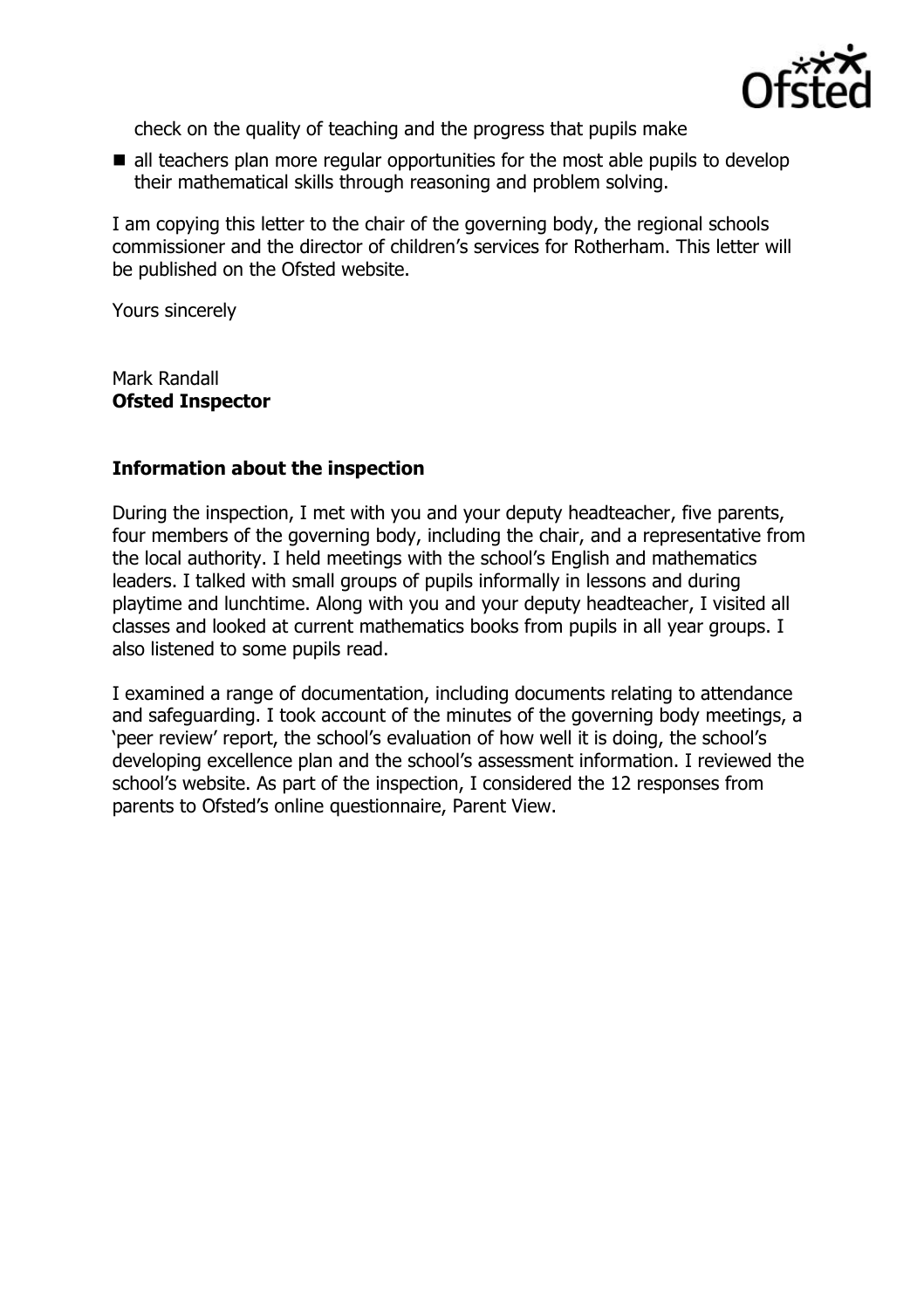check on the quality of teaching and the progress that pupils make

- all teachers plan more regular opportunities for the most able pupils to develop their mathematical skills through reasoning and problem solving.

I am copying this letter to the chair of the governing body, the regional schools commissioner and the director of children's services for Rotherham. This letter will be published on the Ofsted website.

Yours sincerely

Mark Randall
**Ofsted Inspector**

### Information about the inspection

During the inspection, I met with you and your deputy headteacher, five parents, four members of the governing body, including the chair, and a representative from the local authority. I held meetings with the school's English and mathematics leaders. I talked with small groups of pupils informally in lessons and during playtime and lunchtime. Along with you and your deputy headteacher, I visited all classes and looked at current mathematics books from pupils in all year groups. I also listened to some pupils read.

I examined a range of documentation, including documents relating to attendance and safeguarding. I took account of the minutes of the governing body meetings, a 'peer review' report, the school's evaluation of how well it is doing, the school's developing excellence plan and the school's assessment information. I reviewed the school's website. As part of the inspection, I considered the 12 responses from parents to Ofsted's online questionnaire, Parent View.